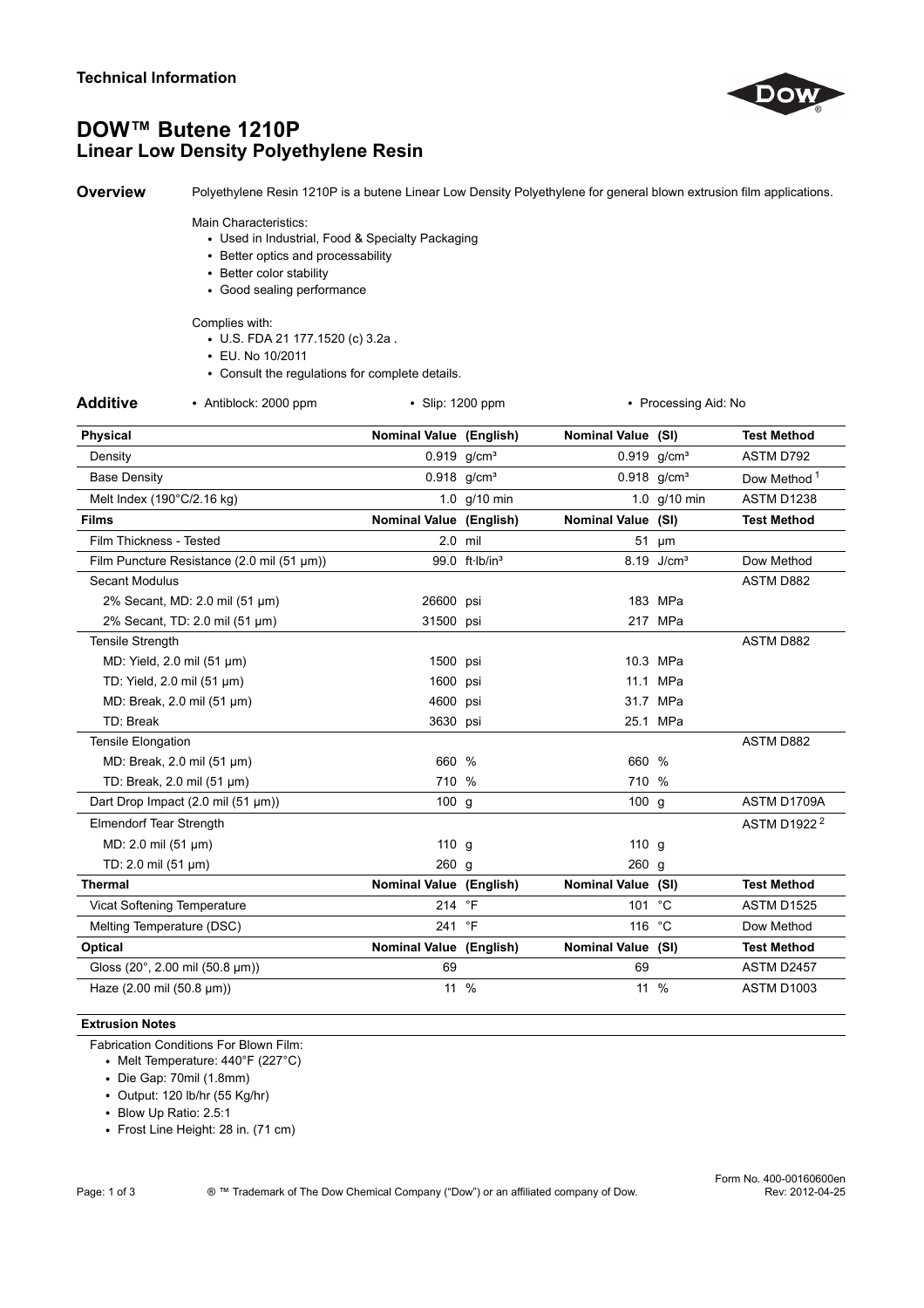**Technical Information**

# DOW™ Butene 1210P
## Linear Low Density Polyethylene Resin

**Overview**

Polyethylene Resin 1210P is a butene Linear Low Density Polyethylene for general blown extrusion film applications.

Main Characteristics:

- Used in Industrial, Food & Specialty Packaging
- Better optics and processability
- Better color stability
- Good sealing performance

Complies with:

- U.S. FDA 21 177.1520 (c) 3.2a .
- EU. No 10/2011
- Consult the regulations for complete details.

**Additive**

- Antiblock: 2000 ppm
- Slip: 1200 ppm
- Processing Aid: No

| Physical | Nominal Value (English) | | Nominal Value (SI) | | Test Method |
|---|---|---|---|---|---|
| Density | 0.919 | g/cm³ | 0.919 | g/cm³ | ASTM D792 |
| Base Density | 0.918 | g/cm³ | 0.918 | g/cm³ | Dow Method [1] |
| Melt Index (190°C/2.16 kg) | 1.0 | g/10 min | 1.0 | g/10 min | ASTM D1238 |
| **Films** | **Nominal Value (English)** | | **Nominal Value (SI)** | | **Test Method** |
| Film Thickness - Tested | 2.0 | mil | 51 | µm | |
| Film Puncture Resistance (2.0 mil (51 µm)) | 99.0 | ft·lb/in³ | 8.19 | J/cm³ | Dow Method |
| Secant Modulus | | | | | ASTM D882 |
| 2% Secant, MD: 2.0 mil (51 µm) | 26600 | psi | 183 | MPa | |
| 2% Secant, TD: 2.0 mil (51 µm) | 31500 | psi | 217 | MPa | |
| Tensile Strength | | | | | ASTM D882 |
| MD: Yield, 2.0 mil (51 µm) | 1500 | psi | 10.3 | MPa | |
| TD: Yield, 2.0 mil (51 µm) | 1600 | psi | 11.1 | MPa | |
| MD: Break, 2.0 mil (51 µm) | 4600 | psi | 31.7 | MPa | |
| TD: Break | 3630 | psi | 25.1 | MPa | |
| Tensile Elongation | | | | | ASTM D882 |
| MD: Break, 2.0 mil (51 µm) | 660 | % | 660 | % | |
| TD: Break, 2.0 mil (51 µm) | 710 | % | 710 | % | |
| Dart Drop Impact (2.0 mil (51 µm)) | 100 | g | 100 | g | ASTM D1709A |
| Elmendorf Tear Strength | | | | | ASTM D1922 [2] |
| MD: 2.0 mil (51 µm) | 110 | g | 110 | g | |
| TD: 2.0 mil (51 µm) | 260 | g | 260 | g | |
| **Thermal** | **Nominal Value (English)** | | **Nominal Value (SI)** | | **Test Method** |
| Vicat Softening Temperature | 214 | °F | 101 | °C | ASTM D1525 |
| Melting Temperature (DSC) | 241 | °F | 116 | °C | Dow Method |
| **Optical** | **Nominal Value (English)** | | **Nominal Value (SI)** | | **Test Method** |
| Gloss (20°, 2.00 mil (50.8 µm)) | 69 | | 69 | | ASTM D2457 |
| Haze (2.00 mil (50.8 µm)) | 11 | % | 11 | % | ASTM D1003 |

**Extrusion Notes**

Fabrication Conditions For Blown Film:

- Melt Temperature: 440°F (227°C)
- Die Gap: 70mil (1.8mm)
- Output: 120 lb/hr (55 Kg/hr)
- Blow Up Ratio: 2.5:1
- Frost Line Height: 28 in. (71 cm)

® ™ Trademark of The Dow Chemical Company ("Dow") or an affiliated company of Dow.

Form No. 400-00160600en
Rev: 2012-04-25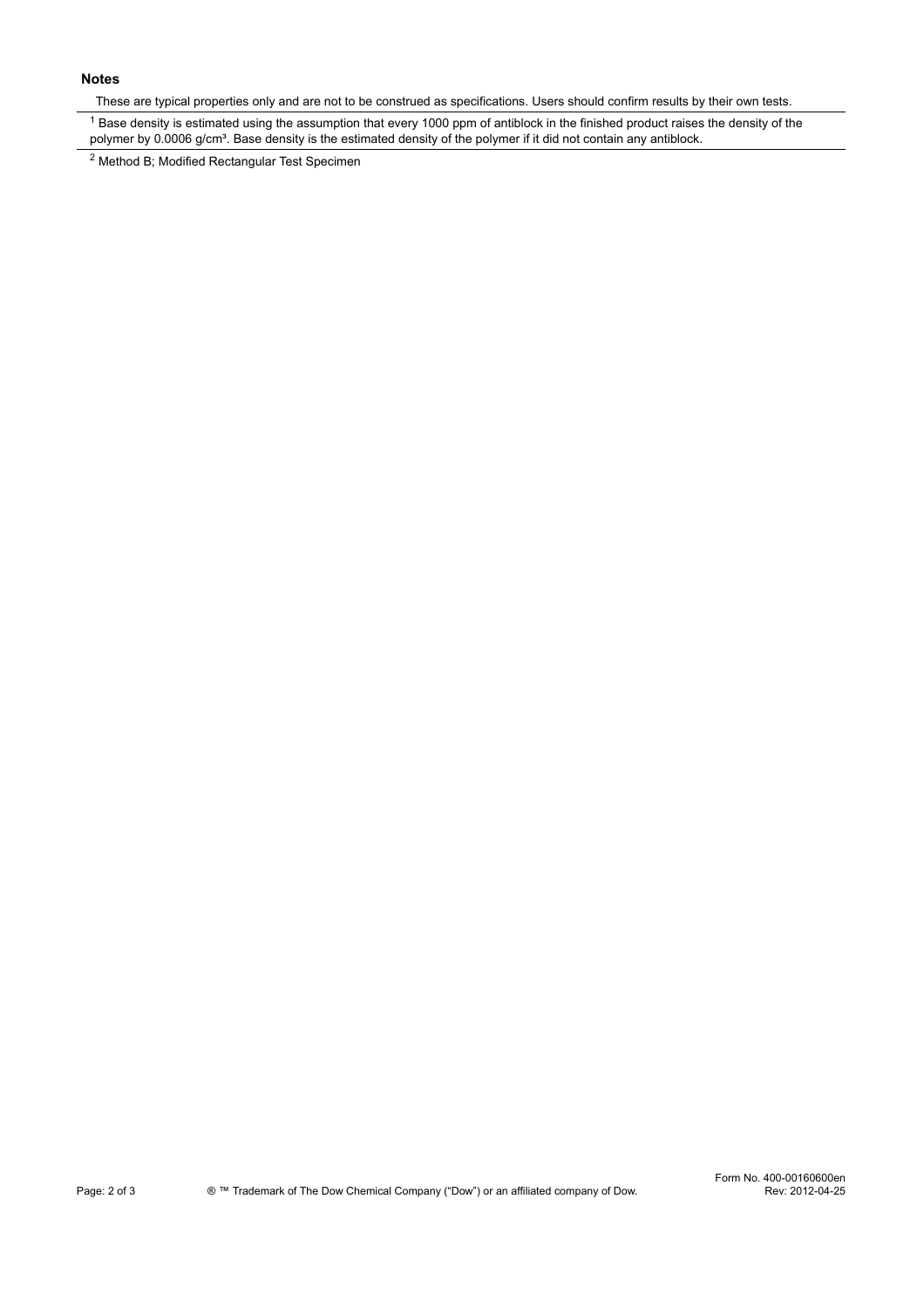**Notes**

These are typical properties only and are not to be construed as specifications. Users should confirm results by their own tests.

[1] Base density is estimated using the assumption that every 1000 ppm of antiblock in the finished product raises the density of the polymer by 0.0006 g/cm³. Base density is the estimated density of the polymer if it did not contain any antiblock.

[2] Method B; Modified Rectangular Test Specimen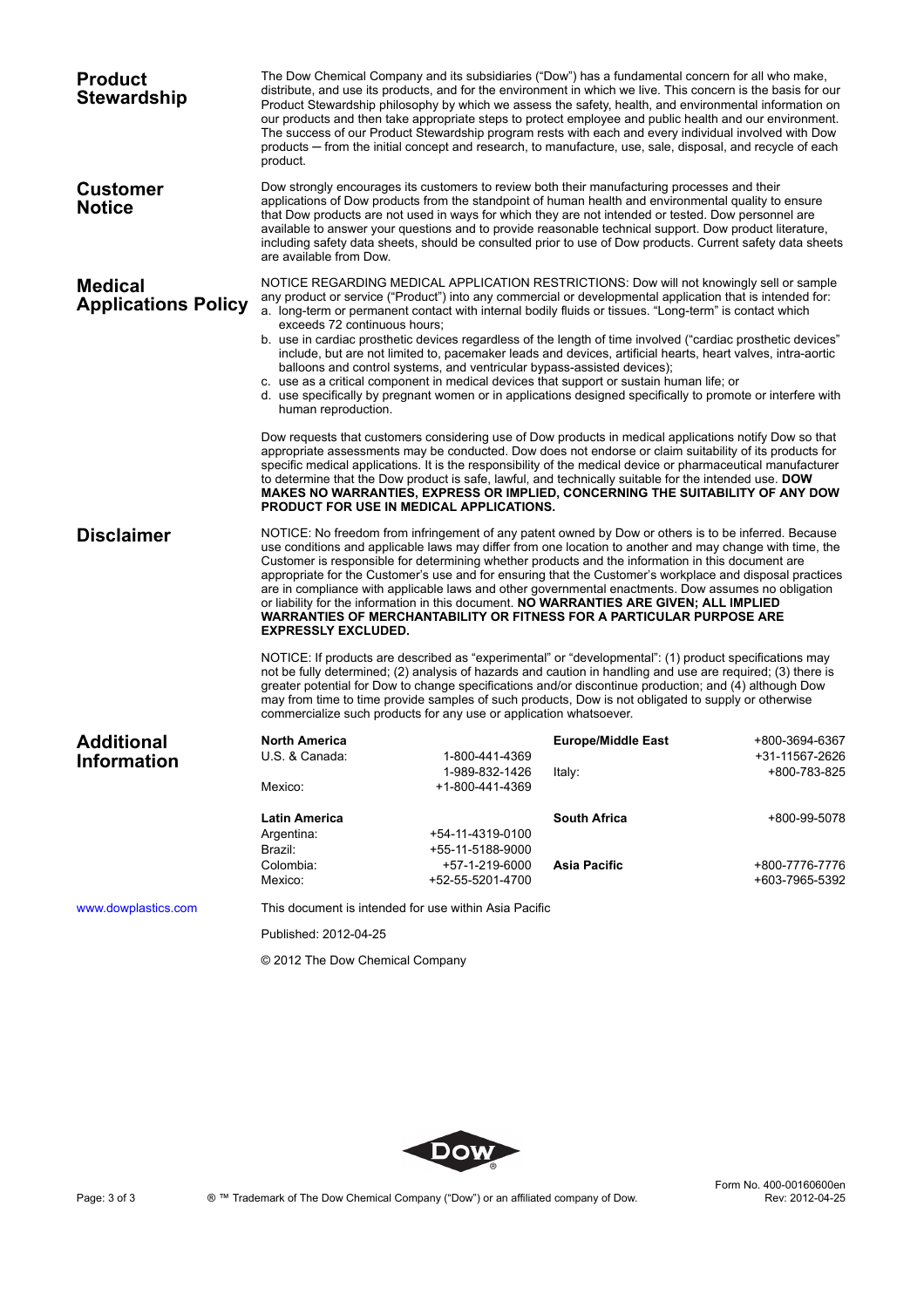## Product Stewardship

The Dow Chemical Company and its subsidiaries ("Dow") has a fundamental concern for all who make, distribute, and use its products, and for the environment in which we live. This concern is the basis for our Product Stewardship philosophy by which we assess the safety, health, and environmental information on our products and then take appropriate steps to protect employee and public health and our environment. The success of our Product Stewardship program rests with each and every individual involved with Dow products – from the initial concept and research, to manufacture, use, sale, disposal, and recycle of each product.

## Customer Notice

Dow strongly encourages its customers to review both their manufacturing processes and their applications of Dow products from the standpoint of human health and environmental quality to ensure that Dow products are not used in ways for which they are not intended or tested. Dow personnel are available to answer your questions and to provide reasonable technical support. Dow product literature, including safety data sheets, should be consulted prior to use of Dow products. Current safety data sheets are available from Dow.

## Medical Applications Policy

NOTICE REGARDING MEDICAL APPLICATION RESTRICTIONS: Dow will not knowingly sell or sample any product or service ("Product") into any commercial or developmental application that is intended for:

a. long-term or permanent contact with internal bodily fluids or tissues. "Long-term" is contact which exceeds 72 continuous hours;
b. use in cardiac prosthetic devices regardless of the length of time involved ("cardiac prosthetic devices" include, but are not limited to, pacemaker leads and devices, artificial hearts, heart valves, intra-aortic balloons and control systems, and ventricular bypass-assisted devices);
c. use as a critical component in medical devices that support or sustain human life; or
d. use specifically by pregnant women or in applications designed specifically to promote or interfere with human reproduction.

Dow requests that customers considering use of Dow products in medical applications notify Dow so that appropriate assessments may be conducted. Dow does not endorse or claim suitability of its products for specific medical applications. It is the responsibility of the medical device or pharmaceutical manufacturer to determine that the Dow product is safe, lawful, and technically suitable for the intended use. **DOW MAKES NO WARRANTIES, EXPRESS OR IMPLIED, CONCERNING THE SUITABILITY OF ANY DOW PRODUCT FOR USE IN MEDICAL APPLICATIONS.**

## Disclaimer

NOTICE: No freedom from infringement of any patent owned by Dow or others is to be inferred. Because use conditions and applicable laws may differ from one location to another and may change with time, the Customer is responsible for determining whether products and the information in this document are appropriate for the Customer's use and for ensuring that the Customer's workplace and disposal practices are in compliance with applicable laws and other governmental enactments. Dow assumes no obligation or liability for the information in this document. **NO WARRANTIES ARE GIVEN; ALL IMPLIED WARRANTIES OF MERCHANTABILITY OR FITNESS FOR A PARTICULAR PURPOSE ARE EXPRESSLY EXCLUDED.**

NOTICE: If products are described as "experimental" or "developmental": (1) product specifications may not be fully determined; (2) analysis of hazards and caution in handling and use are required; (3) there is greater potential for Dow to change specifications and/or discontinue production; and (4) although Dow may from time to time provide samples of such products, Dow is not obligated to supply or otherwise commercialize such products for any use or application whatsoever.

## Additional Information

| | | | |
|---|---|---|---|
| **North America** | | **Europe/Middle East** | +800-3694-6367 |
| U.S. & Canada: | 1-800-441-4369 | | +31-11567-2626 |
| | 1-989-832-1426 | Italy: | +800-783-825 |
| Mexico: | +1-800-441-4369 | | |
| **Latin America** | | **South Africa** | +800-99-5078 |
| Argentina: | +54-11-4319-0100 | | |
| Brazil: | +55-11-5188-9000 | | |
| Colombia: | +57-1-219-6000 | **Asia Pacific** | +800-7776-7776 |
| Mexico: | +52-55-5201-4700 | | +603-7965-5392 |

www.dowplastics.com

This document is intended for use within Asia Pacific

Published: 2012-04-25

© 2012 The Dow Chemical Company

® ™ Trademark of The Dow Chemical Company ("Dow") or an affiliated company of Dow.

Form No. 400-00160600en
Rev: 2012-04-25